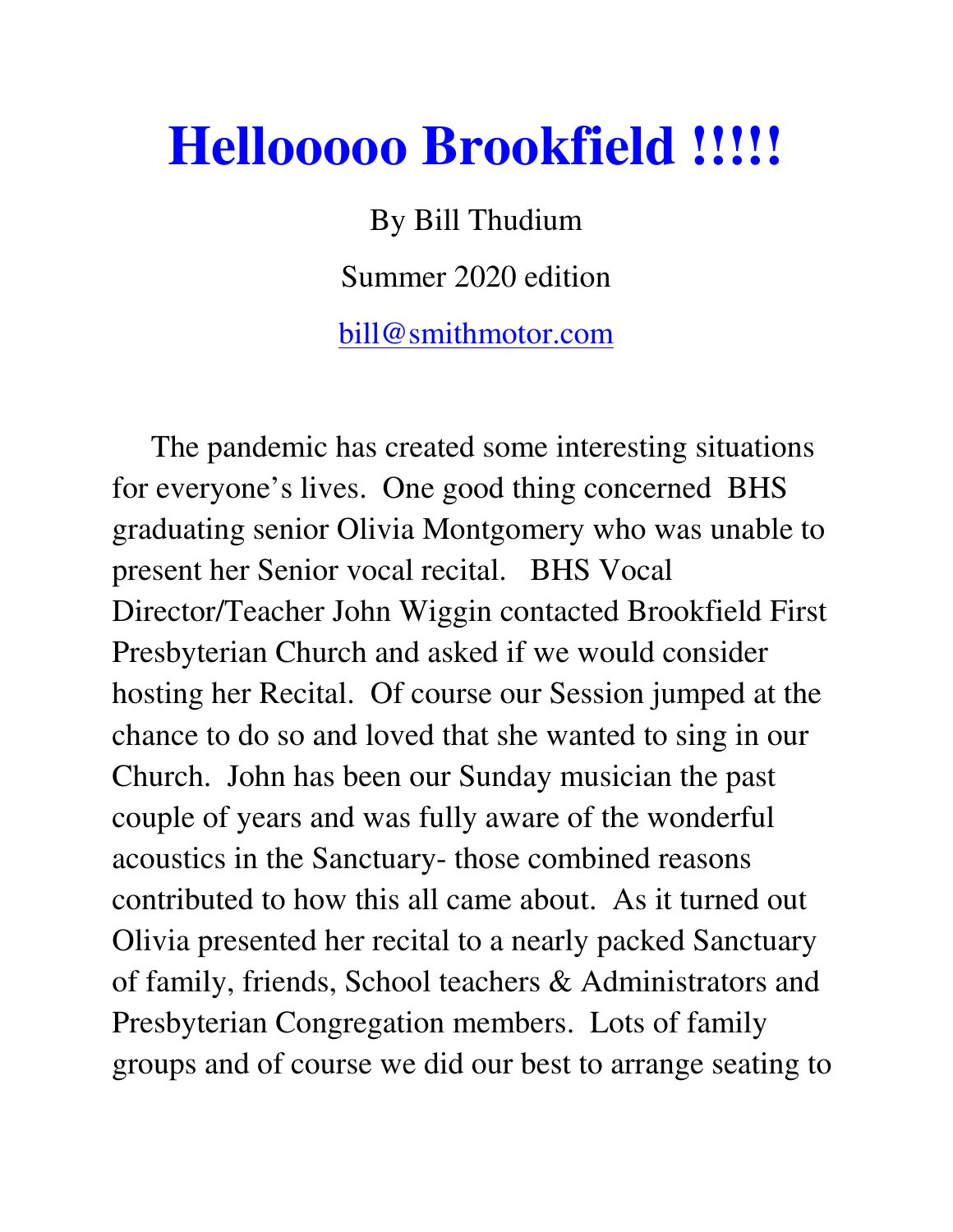# Hellooooo Brookfield !!!!!

By Bill Thudium

Summer 2020 edition

bill@smithmotor.com

The pandemic has created some interesting situations for everyone's lives. One good thing concerned BHS graduating senior Olivia Montgomery who was unable to present her Senior vocal recital. BHS Vocal Director/Teacher John Wiggin contacted Brookfield First Presbyterian Church and asked if we would consider hosting her Recital. Of course our Session jumped at the chance to do so and loved that she wanted to sing in our Church. John has been our Sunday musician the past couple of years and was fully aware of the wonderful acoustics in the Sanctuary- those combined reasons contributed to how this all came about. As it turned out Olivia presented her recital to a nearly packed Sanctuary of family, friends, School teachers & Administrators and Presbyterian Congregation members. Lots of family groups and of course we did our best to arrange seating to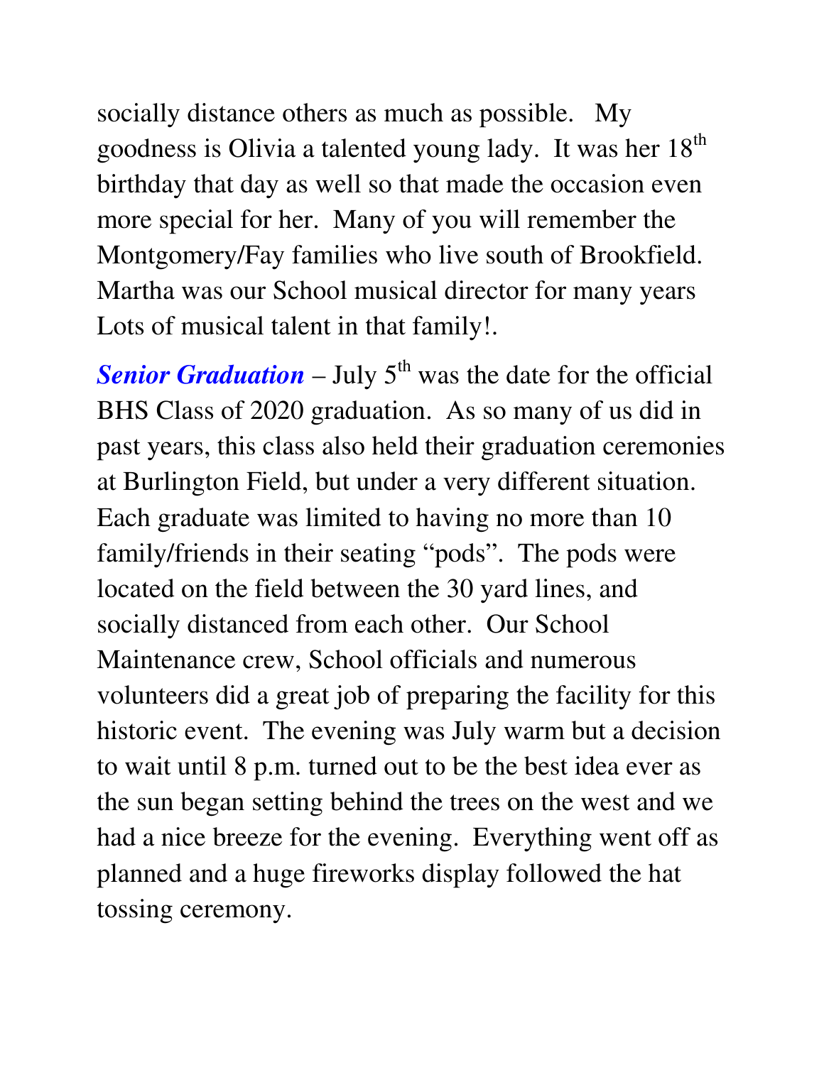socially distance others as much as possible. My goodness is Olivia a talented young lady. It was her 18th birthday that day as well so that made the occasion even more special for her. Many of you will remember the Montgomery/Fay families who live south of Brookfield. Martha was our School musical director for many years Lots of musical talent in that family!.

***Senior Graduation*** – July 5th was the date for the official BHS Class of 2020 graduation. As so many of us did in past years, this class also held their graduation ceremonies at Burlington Field, but under a very different situation. Each graduate was limited to having no more than 10 family/friends in their seating "pods". The pods were located on the field between the 30 yard lines, and socially distanced from each other. Our School Maintenance crew, School officials and numerous volunteers did a great job of preparing the facility for this historic event. The evening was July warm but a decision to wait until 8 p.m. turned out to be the best idea ever as the sun began setting behind the trees on the west and we had a nice breeze for the evening. Everything went off as planned and a huge fireworks display followed the hat tossing ceremony.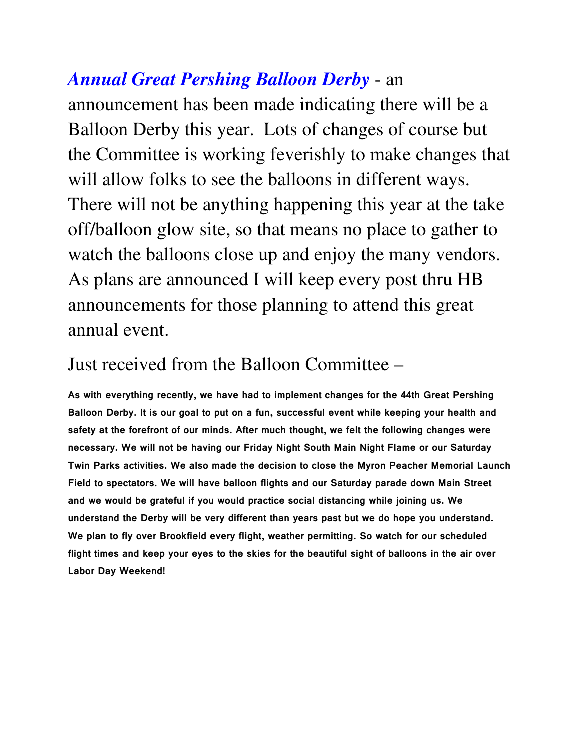***Annual Great Pershing Balloon Derby*** - an announcement has been made indicating there will be a Balloon Derby this year. Lots of changes of course but the Committee is working feverishly to make changes that will allow folks to see the balloons in different ways. There will not be anything happening this year at the take off/balloon glow site, so that means no place to gather to watch the balloons close up and enjoy the many vendors. As plans are announced I will keep every post thru HB announcements for those planning to attend this great annual event.

Just received from the Balloon Committee –

**As with everything recently, we have had to implement changes for the 44th Great Pershing Balloon Derby. It is our goal to put on a fun, successful event while keeping your health and safety at the forefront of our minds. After much thought, we felt the following changes were necessary. We will not be having our Friday Night South Main Night Flame or our Saturday Twin Parks activities. We also made the decision to close the Myron Peacher Memorial Launch Field to spectators. We will have balloon flights and our Saturday parade down Main Street and we would be grateful if you would practice social distancing while joining us. We understand the Derby will be very different than years past but we do hope you understand. We plan to fly over Brookfield every flight, weather permitting. So watch for our scheduled flight times and keep your eyes to the skies for the beautiful sight of balloons in the air over Labor Day Weekend!**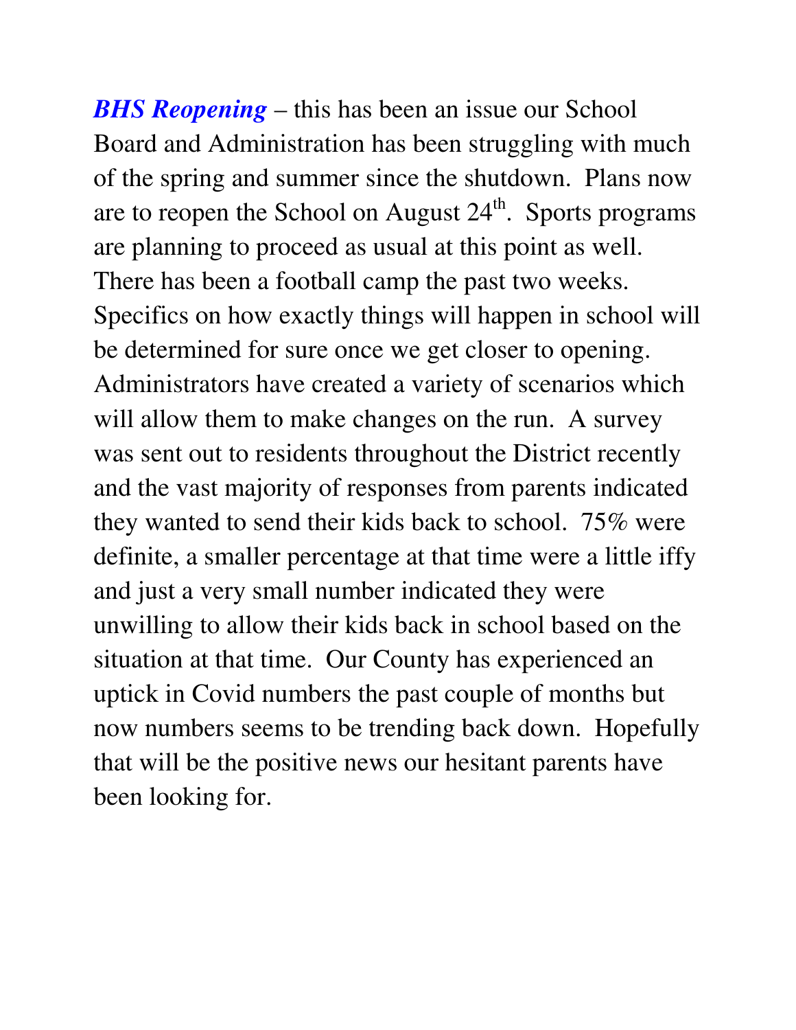***BHS Reopening*** – this has been an issue our School Board and Administration has been struggling with much of the spring and summer since the shutdown. Plans now are to reopen the School on August 24th. Sports programs are planning to proceed as usual at this point as well. There has been a football camp the past two weeks. Specifics on how exactly things will happen in school will be determined for sure once we get closer to opening. Administrators have created a variety of scenarios which will allow them to make changes on the run. A survey was sent out to residents throughout the District recently and the vast majority of responses from parents indicated they wanted to send their kids back to school. 75% were definite, a smaller percentage at that time were a little iffy and just a very small number indicated they were unwilling to allow their kids back in school based on the situation at that time. Our County has experienced an uptick in Covid numbers the past couple of months but now numbers seems to be trending back down. Hopefully that will be the positive news our hesitant parents have been looking for.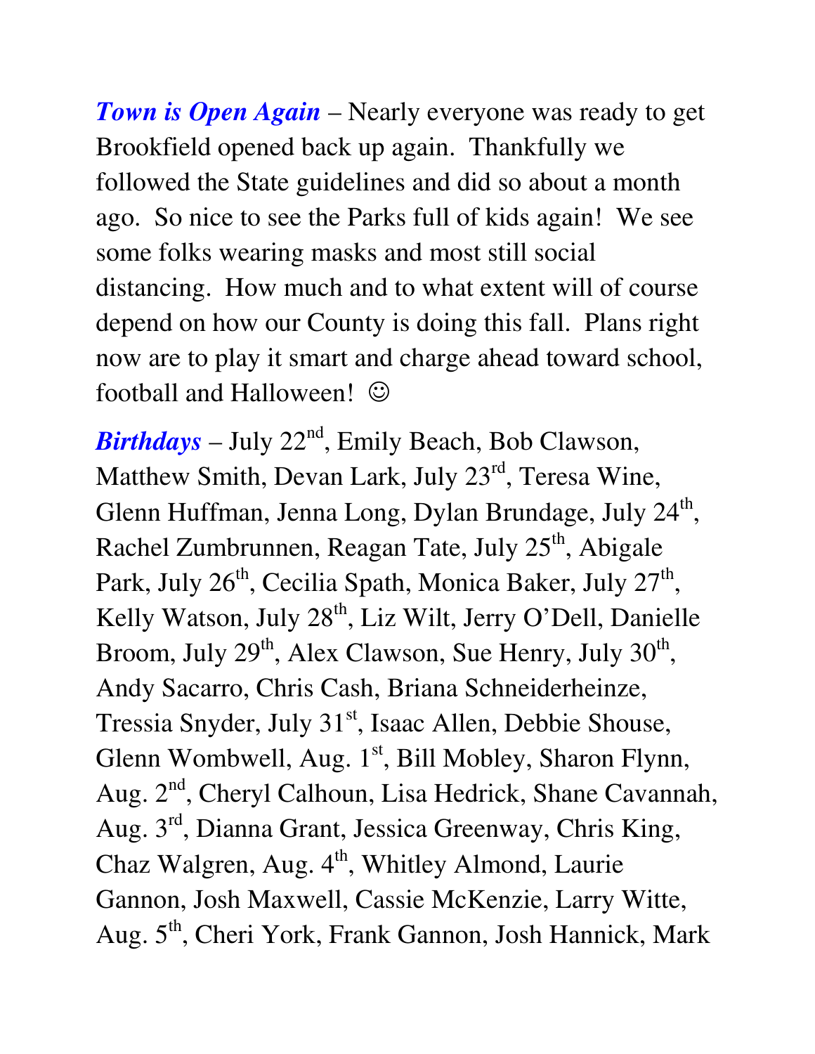***Town is Open Again*** – Nearly everyone was ready to get Brookfield opened back up again. Thankfully we followed the State guidelines and did so about a month ago. So nice to see the Parks full of kids again! We see some folks wearing masks and most still social distancing. How much and to what extent will of course depend on how our County is doing this fall. Plans right now are to play it smart and charge ahead toward school, football and Halloween! ☺

***Birthdays*** – July 22nd, Emily Beach, Bob Clawson, Matthew Smith, Devan Lark, July 23rd, Teresa Wine, Glenn Huffman, Jenna Long, Dylan Brundage, July 24th, Rachel Zumbrunnen, Reagan Tate, July 25th, Abigale Park, July 26th, Cecilia Spath, Monica Baker, July 27th, Kelly Watson, July 28th, Liz Wilt, Jerry O'Dell, Danielle Broom, July 29th, Alex Clawson, Sue Henry, July 30th, Andy Sacarro, Chris Cash, Briana Schneiderheinze, Tressia Snyder, July 31st, Isaac Allen, Debbie Shouse, Glenn Wombwell, Aug. 1st, Bill Mobley, Sharon Flynn, Aug. 2nd, Cheryl Calhoun, Lisa Hedrick, Shane Cavannah, Aug. 3rd, Dianna Grant, Jessica Greenway, Chris King, Chaz Walgren, Aug. 4th, Whitley Almond, Laurie Gannon, Josh Maxwell, Cassie McKenzie, Larry Witte, Aug. 5th, Cheri York, Frank Gannon, Josh Hannick, Mark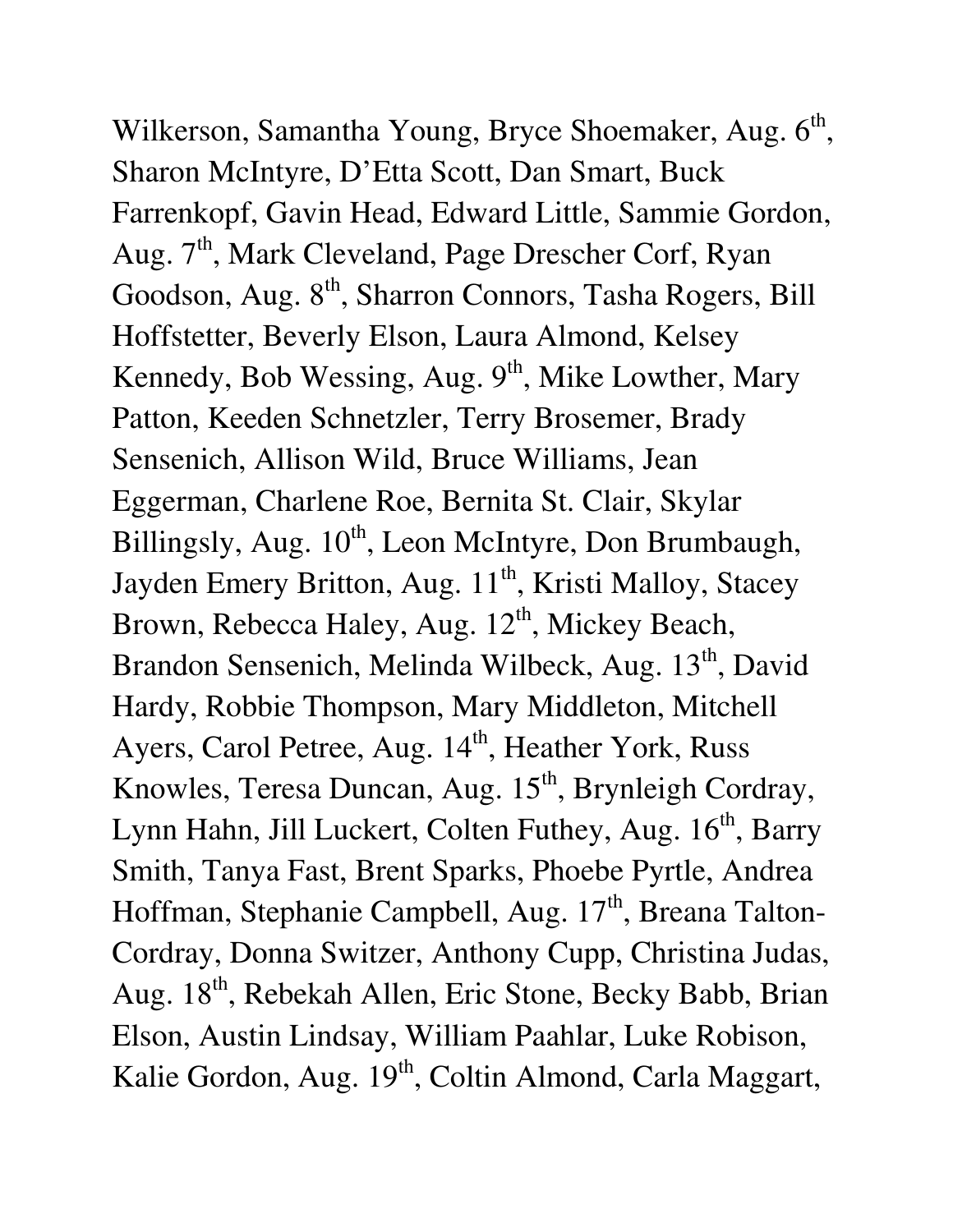Wilkerson, Samantha Young, Bryce Shoemaker, Aug. 6th, Sharon McIntyre, D'Etta Scott, Dan Smart, Buck Farrenkopf, Gavin Head, Edward Little, Sammie Gordon, Aug. 7th, Mark Cleveland, Page Drescher Corf, Ryan Goodson, Aug. 8th, Sharron Connors, Tasha Rogers, Bill Hoffstetter, Beverly Elson, Laura Almond, Kelsey Kennedy, Bob Wessing, Aug. 9th, Mike Lowther, Mary Patton, Keeden Schnetzler, Terry Brosemer, Brady Sensenich, Allison Wild, Bruce Williams, Jean Eggerman, Charlene Roe, Bernita St. Clair, Skylar Billingsly, Aug. 10th, Leon McIntyre, Don Brumbaugh, Jayden Emery Britton, Aug. 11th, Kristi Malloy, Stacey Brown, Rebecca Haley, Aug. 12th, Mickey Beach, Brandon Sensenich, Melinda Wilbeck, Aug. 13th, David Hardy, Robbie Thompson, Mary Middleton, Mitchell Ayers, Carol Petree, Aug. 14th, Heather York, Russ Knowles, Teresa Duncan, Aug. 15th, Brynleigh Cordray, Lynn Hahn, Jill Luckert, Colten Futhey, Aug. 16th, Barry Smith, Tanya Fast, Brent Sparks, Phoebe Pyrtle, Andrea Hoffman, Stephanie Campbell, Aug. 17th, Breana Talton-Cordray, Donna Switzer, Anthony Cupp, Christina Judas, Aug. 18th, Rebekah Allen, Eric Stone, Becky Babb, Brian Elson, Austin Lindsay, William Paahlar, Luke Robison, Kalie Gordon, Aug. 19th, Coltin Almond, Carla Maggart,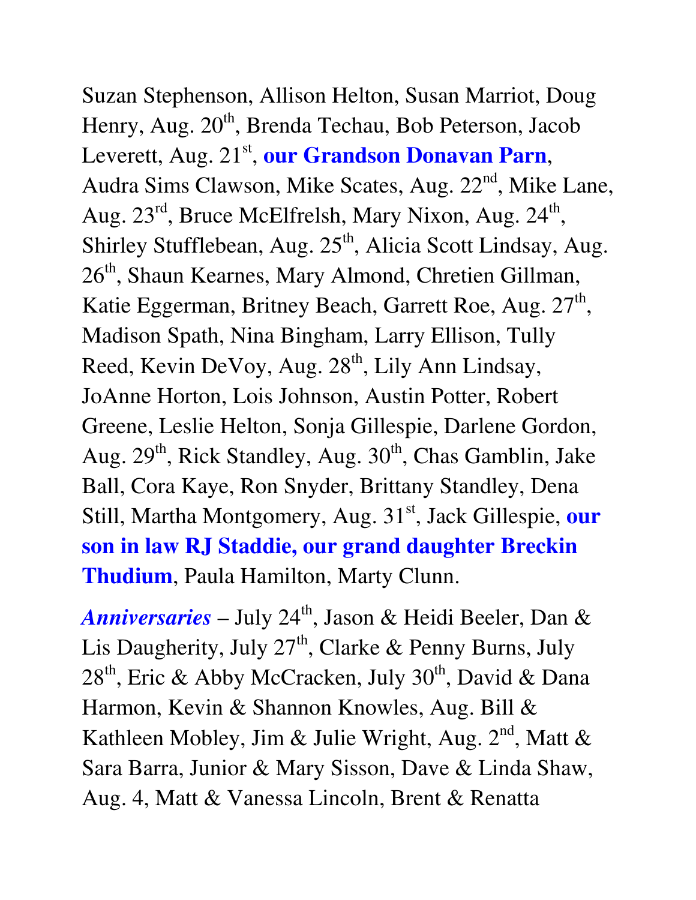Suzan Stephenson, Allison Helton, Susan Marriot, Doug Henry, Aug. 20th, Brenda Techau, Bob Peterson, Jacob Leverett, Aug. 21st, **our Grandson Donavan Parn**, Audra Sims Clawson, Mike Scates, Aug. 22nd, Mike Lane, Aug. 23rd, Bruce McElfrelsh, Mary Nixon, Aug. 24th, Shirley Stufflebean, Aug. 25th, Alicia Scott Lindsay, Aug. 26th, Shaun Kearnes, Mary Almond, Chretien Gillman, Katie Eggerman, Britney Beach, Garrett Roe, Aug. 27th, Madison Spath, Nina Bingham, Larry Ellison, Tully Reed, Kevin DeVoy, Aug. 28th, Lily Ann Lindsay, JoAnne Horton, Lois Johnson, Austin Potter, Robert Greene, Leslie Helton, Sonja Gillespie, Darlene Gordon, Aug. 29th, Rick Standley, Aug. 30th, Chas Gamblin, Jake Ball, Cora Kaye, Ron Snyder, Brittany Standley, Dena Still, Martha Montgomery, Aug. 31st, Jack Gillespie, **our son in law RJ Staddie, our grand daughter Breckin Thudium**, Paula Hamilton, Marty Clunn.

***Anniversaries*** – July 24th, Jason & Heidi Beeler, Dan & Lis Daugherity, July 27th, Clarke & Penny Burns, July 28th, Eric & Abby McCracken, July 30th, David & Dana Harmon, Kevin & Shannon Knowles, Aug. Bill & Kathleen Mobley, Jim & Julie Wright, Aug. 2nd, Matt & Sara Barra, Junior & Mary Sisson, Dave & Linda Shaw, Aug. 4, Matt & Vanessa Lincoln, Brent & Renatta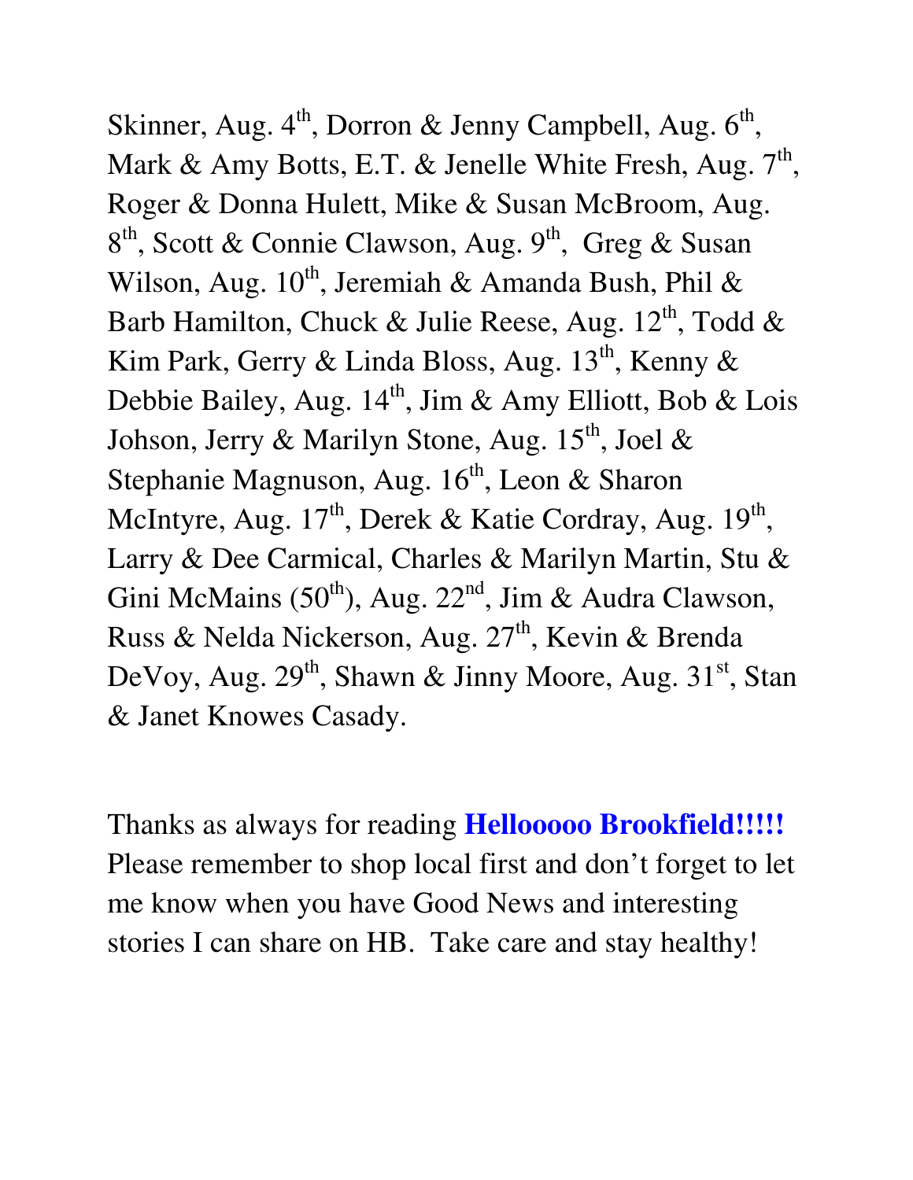Skinner, Aug. 4th, Dorron & Jenny Campbell, Aug. 6th, Mark & Amy Botts, E.T. & Jenelle White Fresh, Aug. 7th, Roger & Donna Hulett, Mike & Susan McBroom, Aug. 8th, Scott & Connie Clawson, Aug. 9th, Greg & Susan Wilson, Aug. 10th, Jeremiah & Amanda Bush, Phil & Barb Hamilton, Chuck & Julie Reese, Aug. 12th, Todd & Kim Park, Gerry & Linda Bloss, Aug. 13th, Kenny & Debbie Bailey, Aug. 14th, Jim & Amy Elliott, Bob & Lois Johson, Jerry & Marilyn Stone, Aug. 15th, Joel & Stephanie Magnuson, Aug. 16th, Leon & Sharon McIntyre, Aug. 17th, Derek & Katie Cordray, Aug. 19th, Larry & Dee Carmical, Charles & Marilyn Martin, Stu & Gini McMains (50th), Aug. 22nd, Jim & Audra Clawson, Russ & Nelda Nickerson, Aug. 27th, Kevin & Brenda DeVoy, Aug. 29th, Shawn & Jinny Moore, Aug. 31st, Stan & Janet Knowes Casady.

Thanks as always for reading **Hellooooo Brookfield!!!!!** Please remember to shop local first and don't forget to let me know when you have Good News and interesting stories I can share on HB. Take care and stay healthy!